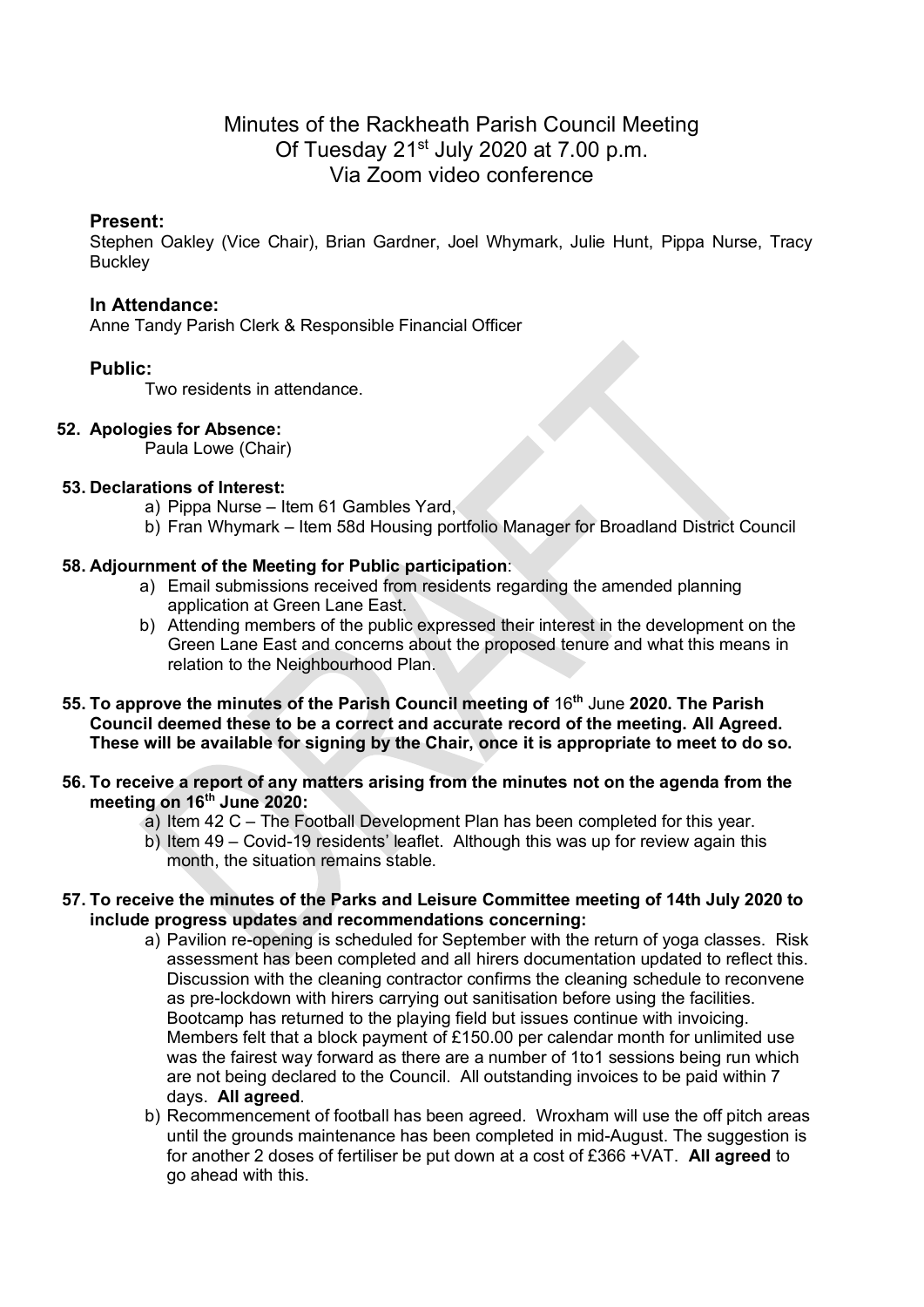# Minutes of the Rackheath Parish Council Meeting
# Of Tuesday 21st July 2020 at 7.00 p.m.
# Via Zoom video conference

### Present:

Stephen Oakley (Vice Chair), Brian Gardner, Joel Whymark, Julie Hunt, Pippa Nurse, Tracy Buckley

### In Attendance:

Anne Tandy Parish Clerk & Responsible Financial Officer

### Public:

Two residents in attendance.

**52. Apologies for Absence:**

Paula Lowe (Chair)

**53. Declarations of Interest:**

a) Pippa Nurse – Item 61 Gambles Yard,

b) Fran Whymark – Item 58d Housing portfolio Manager for Broadland District Council

**58. Adjournment of the Meeting for Public participation**:

a) Email submissions received from residents regarding the amended planning application at Green Lane East.

b) Attending members of the public expressed their interest in the development on the Green Lane East and concerns about the proposed tenure and what this means in relation to the Neighbourhood Plan.

**55. To approve the minutes of the Parish Council meeting of** 16th June **2020. The Parish Council deemed these to be a correct and accurate record of the meeting. All Agreed. These will be available for signing by the Chair, once it is appropriate to meet to do so.**

**56. To receive a report of any matters arising from the minutes not on the agenda from the meeting on 16th June 2020:**

a) Item 42 C – The Football Development Plan has been completed for this year.

b) Item 49 – Covid-19 residents' leaflet. Although this was up for review again this month, the situation remains stable.

**57. To receive the minutes of the Parks and Leisure Committee meeting of 14th July 2020 to include progress updates and recommendations concerning:**

a) Pavilion re-opening is scheduled for September with the return of yoga classes. Risk assessment has been completed and all hirers documentation updated to reflect this. Discussion with the cleaning contractor confirms the cleaning schedule to reconvene as pre-lockdown with hirers carrying out sanitisation before using the facilities. Bootcamp has returned to the playing field but issues continue with invoicing. Members felt that a block payment of £150.00 per calendar month for unlimited use was the fairest way forward as there are a number of 1to1 sessions being run which are not being declared to the Council. All outstanding invoices to be paid within 7 days. **All agreed**.

b) Recommencement of football has been agreed. Wroxham will use the off pitch areas until the grounds maintenance has been completed in mid-August. The suggestion is for another 2 doses of fertiliser be put down at a cost of £366 +VAT. **All agreed** to go ahead with this.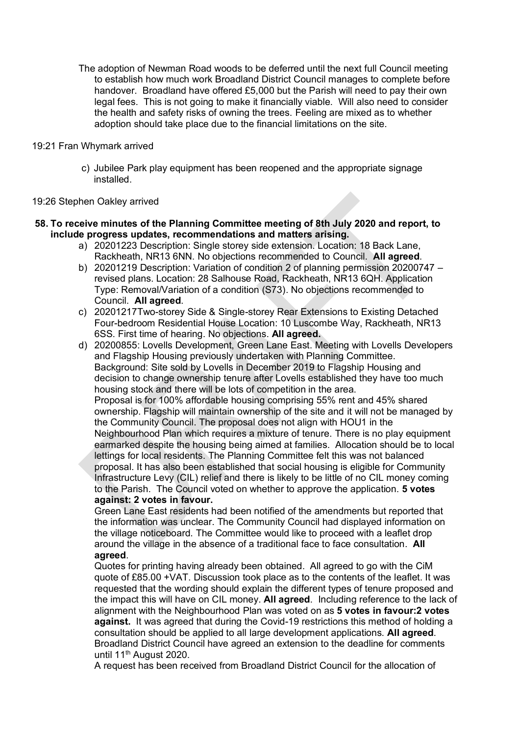The adoption of Newman Road woods to be deferred until the next full Council meeting to establish how much work Broadland District Council manages to complete before handover. Broadland have offered £5,000 but the Parish will need to pay their own legal fees. This is not going to make it financially viable. Will also need to consider the health and safety risks of owning the trees. Feeling are mixed as to whether adoption should take place due to the financial limitations on the site.

19:21 Fran Whymark arrived

c) Jubilee Park play equipment has been reopened and the appropriate signage installed.

19:26 Stephen Oakley arrived

**58. To receive minutes of the Planning Committee meeting of 8th July 2020 and report, to include progress updates, recommendations and matters arising.**

a) 20201223 Description: Single storey side extension. Location: 18 Back Lane, Rackheath, NR13 6NN. No objections recommended to Council. **All agreed**.
b) 20201219 Description: Variation of condition 2 of planning permission 20200747 – revised plans. Location: 28 Salhouse Road, Rackheath, NR13 6QH. Application Type: Removal/Variation of a condition (S73). No objections recommended to Council. **All agreed**.
c) 20201217Two-storey Side & Single-storey Rear Extensions to Existing Detached Four-bedroom Residential House Location: 10 Luscombe Way, Rackheath, NR13 6SS. First time of hearing. No objections. **All agreed.**
d) 20200855: Lovells Development, Green Lane East. Meeting with Lovells Developers and Flagship Housing previously undertaken with Planning Committee.
Background: Site sold by Lovells in December 2019 to Flagship Housing and decision to change ownership tenure after Lovells established they have too much housing stock and there will be lots of competition in the area.
Proposal is for 100% affordable housing comprising 55% rent and 45% shared ownership. Flagship will maintain ownership of the site and it will not be managed by the Community Council. The proposal does not align with HOU1 in the Neighbourhood Plan which requires a mixture of tenure. There is no play equipment earmarked despite the housing being aimed at families. Allocation should be to local lettings for local residents. The Planning Committee felt this was not balanced proposal. It has also been established that social housing is eligible for Community Infrastructure Levy (CIL) relief and there is likely to be little of no CIL money coming to the Parish. The Council voted on whether to approve the application. **5 votes against: 2 votes in favour.**
Green Lane East residents had been notified of the amendments but reported that the information was unclear. The Community Council had displayed information on the village noticeboard. The Committee would like to proceed with a leaflet drop around the village in the absence of a traditional face to face consultation. **All agreed**.
Quotes for printing having already been obtained. All agreed to go with the CiM quote of £85.00 +VAT. Discussion took place as to the contents of the leaflet. It was requested that the wording should explain the different types of tenure proposed and the impact this will have on CIL money. **All agreed**. Including reference to the lack of alignment with the Neighbourhood Plan was voted on as **5 votes in favour:2 votes against.** It was agreed that during the Covid-19 restrictions this method of holding a consultation should be applied to all large development applications. **All agreed**.
Broadland District Council have agreed an extension to the deadline for comments until 11th August 2020.
A request has been received from Broadland District Council for the allocation of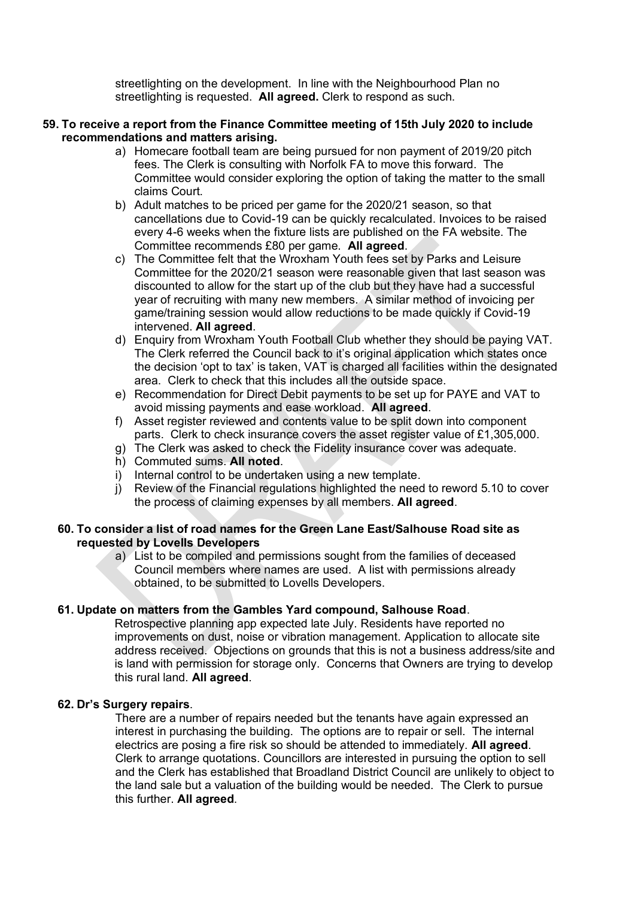streetlighting on the development. In line with the Neighbourhood Plan no streetlighting is requested. **All agreed.** Clerk to respond as such.

**59. To receive a report from the Finance Committee meeting of 15th July 2020 to include recommendations and matters arising.**

a) Homecare football team are being pursued for non payment of 2019/20 pitch fees. The Clerk is consulting with Norfolk FA to move this forward. The Committee would consider exploring the option of taking the matter to the small claims Court.
b) Adult matches to be priced per game for the 2020/21 season, so that cancellations due to Covid-19 can be quickly recalculated. Invoices to be raised every 4-6 weeks when the fixture lists are published on the FA website. The Committee recommends £80 per game. **All agreed**.
c) The Committee felt that the Wroxham Youth fees set by Parks and Leisure Committee for the 2020/21 season were reasonable given that last season was discounted to allow for the start up of the club but they have had a successful year of recruiting with many new members. A similar method of invoicing per game/training session would allow reductions to be made quickly if Covid-19 intervened. **All agreed**.
d) Enquiry from Wroxham Youth Football Club whether they should be paying VAT. The Clerk referred the Council back to it's original application which states once the decision 'opt to tax' is taken, VAT is charged all facilities within the designated area. Clerk to check that this includes all the outside space.
e) Recommendation for Direct Debit payments to be set up for PAYE and VAT to avoid missing payments and ease workload. **All agreed**.
f) Asset register reviewed and contents value to be split down into component parts. Clerk to check insurance covers the asset register value of £1,305,000.
g) The Clerk was asked to check the Fidelity insurance cover was adequate.
h) Commuted sums. **All noted**.
i) Internal control to be undertaken using a new template.
j) Review of the Financial regulations highlighted the need to reword 5.10 to cover the process of claiming expenses by all members. **All agreed**.

**60. To consider a list of road names for the Green Lane East/Salhouse Road site as requested by Lovells Developers**

a) List to be compiled and permissions sought from the families of deceased Council members where names are used. A list with permissions already obtained, to be submitted to Lovells Developers.

**61. Update on matters from the Gambles Yard compound, Salhouse Road**.

Retrospective planning app expected late July. Residents have reported no improvements on dust, noise or vibration management. Application to allocate site address received. Objections on grounds that this is not a business address/site and is land with permission for storage only. Concerns that Owners are trying to develop this rural land. **All agreed**.

**62. Dr's Surgery repairs**.

There are a number of repairs needed but the tenants have again expressed an interest in purchasing the building. The options are to repair or sell. The internal electrics are posing a fire risk so should be attended to immediately. **All agreed**. Clerk to arrange quotations. Councillors are interested in pursuing the option to sell and the Clerk has established that Broadland District Council are unlikely to object to the land sale but a valuation of the building would be needed. The Clerk to pursue this further. **All agreed**.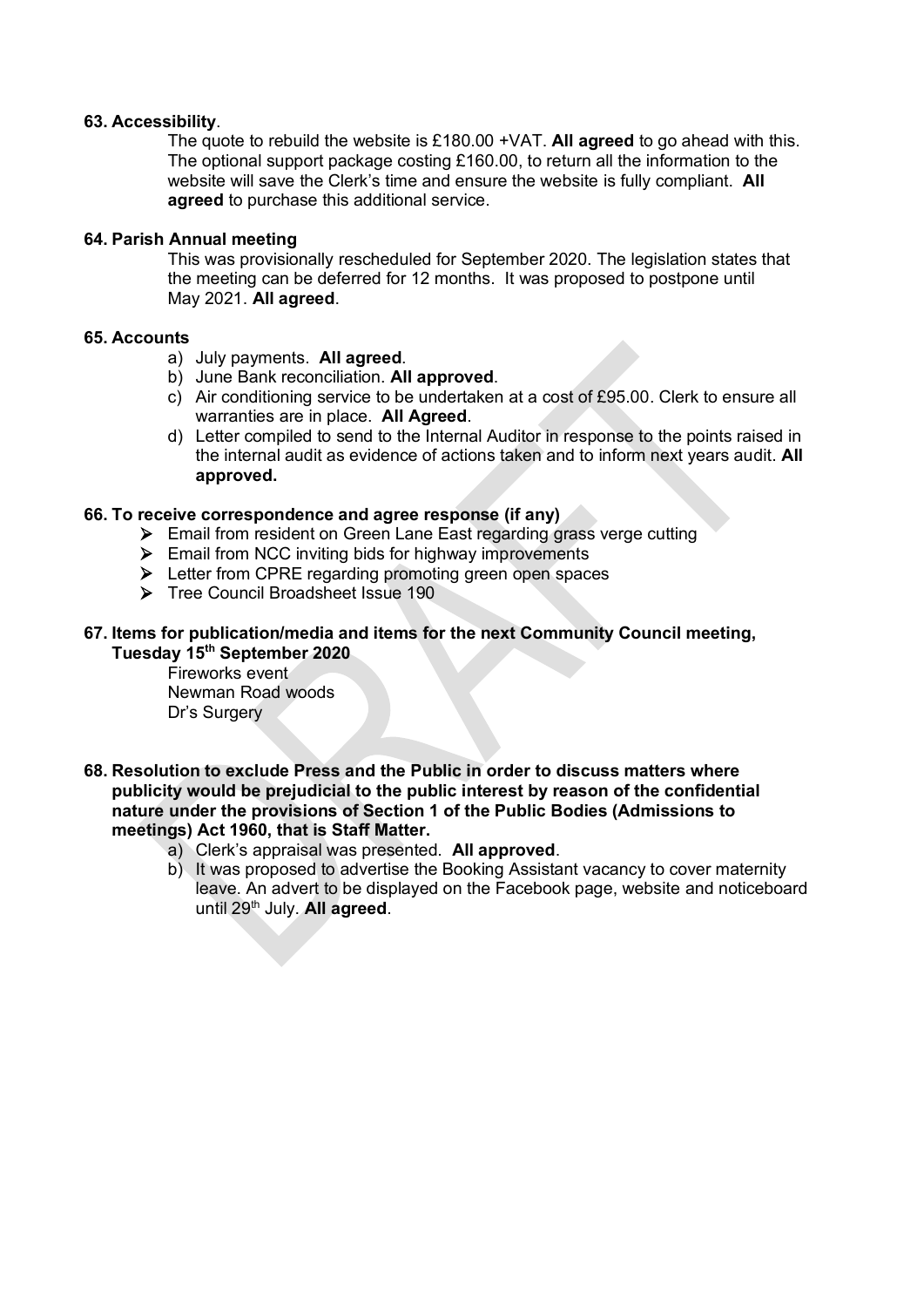**63. Accessibility**.

The quote to rebuild the website is £180.00 +VAT. **All agreed** to go ahead with this. The optional support package costing £160.00, to return all the information to the website will save the Clerk's time and ensure the website is fully compliant. **All agreed** to purchase this additional service.

**64. Parish Annual meeting**

This was provisionally rescheduled for September 2020. The legislation states that the meeting can be deferred for 12 months. It was proposed to postpone until May 2021. **All agreed**.

**65. Accounts**

a) July payments. **All agreed**.
b) June Bank reconciliation. **All approved**.
c) Air conditioning service to be undertaken at a cost of £95.00. Clerk to ensure all warranties are in place. **All Agreed**.
d) Letter compiled to send to the Internal Auditor in response to the points raised in the internal audit as evidence of actions taken and to inform next years audit. **All approved.**

**66. To receive correspondence and agree response (if any)**

- Email from resident on Green Lane East regarding grass verge cutting
- Email from NCC inviting bids for highway improvements
- Letter from CPRE regarding promoting green open spaces
- Tree Council Broadsheet Issue 190

**67. Items for publication/media and items for the next Community Council meeting, Tuesday 15th September 2020**

Fireworks event
Newman Road woods
Dr's Surgery

**68. Resolution to exclude Press and the Public in order to discuss matters where publicity would be prejudicial to the public interest by reason of the confidential nature under the provisions of Section 1 of the Public Bodies (Admissions to meetings) Act 1960, that is Staff Matter.**

a) Clerk's appraisal was presented. **All approved**.
b) It was proposed to advertise the Booking Assistant vacancy to cover maternity leave. An advert to be displayed on the Facebook page, website and noticeboard until 29th July. **All agreed**.